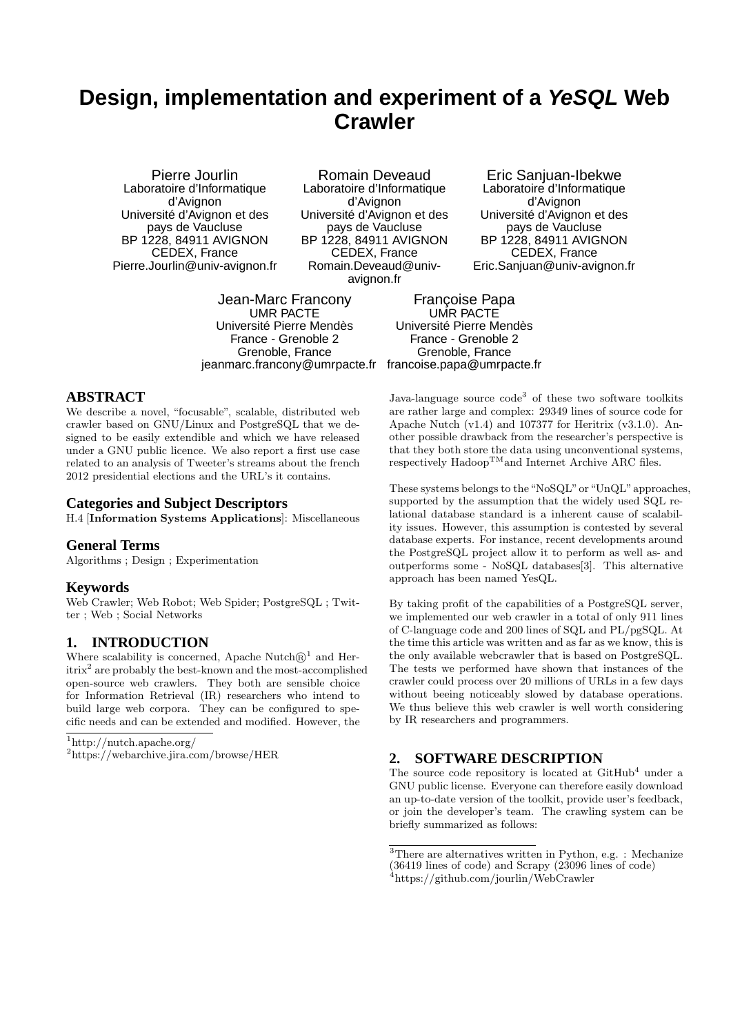# Design, implementation and experiment of a *YeSQL* Web Crawler

Pierre Jourlin
Laboratoire d'Informatique d'Avignon
Université d'Avignon et des pays de Vaucluse
BP 1228, 84911 AVIGNON CEDEX, France
Pierre.Jourlin@univ-avignon.fr

Romain Deveaud
Laboratoire d'Informatique d'Avignon
Université d'Avignon et des pays de Vaucluse
BP 1228, 84911 AVIGNON CEDEX, France
Romain.Deveaud@univ-avignon.fr

Eric Sanjuan-Ibekwe
Laboratoire d'Informatique d'Avignon
Université d'Avignon et des pays de Vaucluse
BP 1228, 84911 AVIGNON CEDEX, France
Eric.Sanjuan@univ-avignon.fr

Jean-Marc Francony
UMR PACTE
Université Pierre Mendès France - Grenoble 2
Grenoble, France
jeanmarc.francony@umrpacte.fr

Françoise Papa
UMR PACTE
Université Pierre Mendès France - Grenoble 2
Grenoble, France
francoise.papa@umrpacte.fr

## ABSTRACT

We describe a novel, "focusable", scalable, distributed web crawler based on GNU/Linux and PostgreSQL that we designed to be easily extendible and which we have released under a GNU public licence. We also report a first use case related to an analysis of Tweeter's streams about the french 2012 presidential elections and the URL's it contains.

### Categories and Subject Descriptors

H.4 [**Information Systems Applications**]: Miscellaneous

### General Terms

Algorithms ; Design ; Experimentation

### Keywords

Web Crawler; Web Robot; Web Spider; PostgreSQL ; Twitter ; Web ; Social Networks

## 1. INTRODUCTION

Where scalability is concerned, Apache Nutch®[1] and Heritrix[2] are probably the best-known and the most-accomplished open-source web crawlers. They both are sensible choice for Information Retrieval (IR) researchers who intend to build large web corpora. They can be configured to specific needs and can be extended and modified. However, the Java-language source code[3] of these two software toolkits are rather large and complex: 29349 lines of source code for Apache Nutch (v1.4) and 107377 for Heritrix (v3.1.0). Another possible drawback from the researcher's perspective is that they both store the data using unconventional systems, respectively Hadoop™and Internet Archive ARC files.

These systems belongs to the "NoSQL" or "UnQL" approaches, supported by the assumption that the widely used SQL relational database standard is a inherent cause of scalability issues. However, this assumption is contested by several database experts. For instance, recent developments around the PostgreSQL project allow it to perform as well as- and outperforms some - NoSQL databases[3]. This alternative approach has been named YesQL.

By taking profit of the capabilities of a PostgreSQL server, we implemented our web crawler in a total of only 911 lines of C-language code and 200 lines of SQL and PL/pgSQL. At the time this article was written and as far as we know, this is the only available webcrawler that is based on PostgreSQL. The tests we performed have shown that instances of the crawler could process over 20 millions of URLs in a few days without beeing noticeably slowed by database operations. We thus believe this web crawler is well worth considering by IR researchers and programmers.

## 2. SOFTWARE DESCRIPTION

The source code repository is located at GitHub[4] under a GNU public license. Everyone can therefore easily download an up-to-date version of the toolkit, provide user's feedback, or join the developer's team. The crawling system can be briefly summarized as follows:

[1] http://nutch.apache.org/

[2] https://webarchive.jira.com/browse/HER

[3] There are alternatives written in Python, e.g. : Mechanize (36419 lines of code) and Scrapy (23096 lines of code)

[4] https://github.com/jourlin/WebCrawler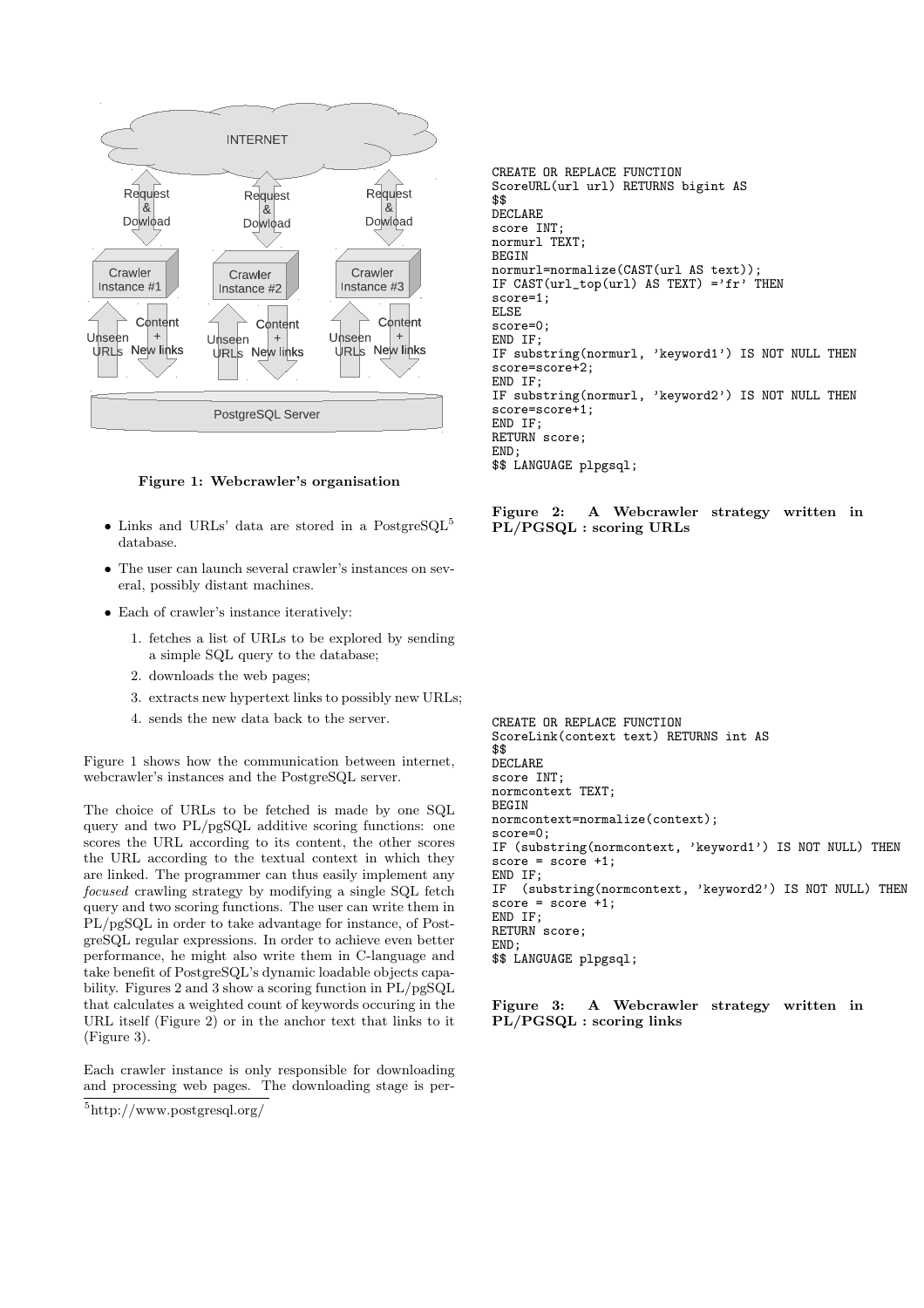Figure 1: Webcrawler's organisation

- Links and URLs' data are stored in a PostgreSQL[5] database.
- The user can launch several crawler's instances on several, possibly distant machines.
- Each of crawler's instance iteratively:
  1. fetches a list of URLs to be explored by sending a simple SQL query to the database;
  2. downloads the web pages;
  3. extracts new hypertext links to possibly new URLs;
  4. sends the new data back to the server.

Figure 1 shows how the communication between internet, webcrawler's instances and the PostgreSQL server.

The choice of URLs to be fetched is made by one SQL query and two PL/pgSQL additive scoring functions: one scores the URL according to its content, the other scores the URL according to the textual context in which they are linked. The programmer can thus easily implement any *focused* crawling strategy by modifying a single SQL fetch query and two scoring functions. The user can write them in PL/pgSQL in order to take advantage for instance, of PostgreSQL regular expressions. In order to achieve even better performance, he might also write them in C-language and take benefit of PostgreSQL's dynamic loadable objects capability. Figures 2 and 3 show a scoring function in PL/pgSQL that calculates a weighted count of keywords occuring in the URL itself (Figure 2) or in the anchor text that links to it (Figure 3).

Each crawler instance is only responsible for downloading and processing web pages. The downloading stage is per-

[5] http://www.postgresql.org/

```
CREATE OR REPLACE FUNCTION
ScoreURL(url url) RETURNS bigint AS
$$
DECLARE
score INT;
normurl TEXT;
BEGIN
normurl=normalize(CAST(url AS text));
IF CAST(url_top(url) AS TEXT) ='fr' THEN
score=1;
ELSE
score=0;
END IF;
IF substring(normurl, 'keyword1') IS NOT NULL THEN
score=score+2;
END IF;
IF substring(normurl, 'keyword2') IS NOT NULL THEN
score=score+1;
END IF;
RETURN score;
END;
$$ LANGUAGE plpgsql;
```

**Figure 2: A Webcrawler strategy written in PL/PGSQL : scoring URLs**

```
CREATE OR REPLACE FUNCTION
ScoreLink(context text) RETURNS int AS
$$
DECLARE
score INT;
normcontext TEXT;
BEGIN
normcontext=normalize(context);
score=0;
IF (substring(normcontext, 'keyword1') IS NOT NULL) THEN
score = score +1;
END IF;
IF  (substring(normcontext, 'keyword2') IS NOT NULL) THEN
score = score +1;
END IF;
RETURN score;
END;
$$ LANGUAGE plpgsql;
```

**Figure 3: A Webcrawler strategy written in PL/PGSQL : scoring links**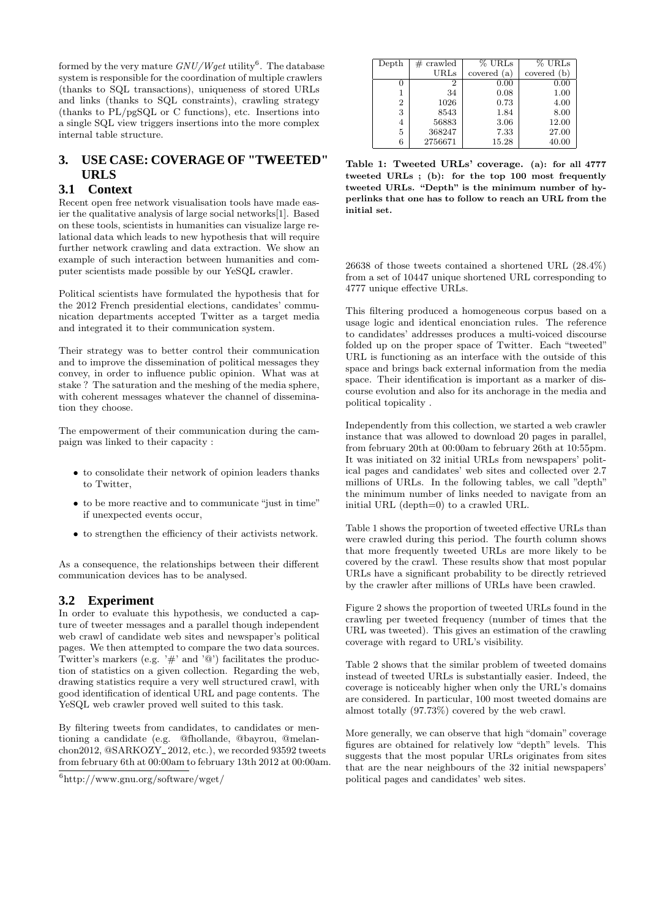formed by the very mature *GNU/Wget* utility[6]. The database system is responsible for the coordination of multiple crawlers (thanks to SQL transactions), uniqueness of stored URLs and links (thanks to SQL constraints), crawling strategy (thanks to PL/pgSQL or C functions), etc. Insertions into a single SQL view triggers insertions into the more complex internal table structure.

## 3. USE CASE: COVERAGE OF "TWEETED" URLS

### 3.1 Context

Recent open free network visualisation tools have made easier the qualitative analysis of large social networks[1]. Based on these tools, scientists in humanities can visualize large relational data which leads to new hypothesis that will require further network crawling and data extraction. We show an example of such interaction between humanities and computer scientists made possible by our YeSQL crawler.

Political scientists have formulated the hypothesis that for the 2012 French presidential elections, candidates' communication departments accepted Twitter as a target media and integrated it to their communication system.

Their strategy was to better control their communication and to improve the dissemination of political messages they convey, in order to influence public opinion. What was at stake ? The saturation and the meshing of the media sphere, with coherent messages whatever the channel of dissemination they choose.

The empowerment of their communication during the campaign was linked to their capacity :

- to consolidate their network of opinion leaders thanks to Twitter,
- to be more reactive and to communicate "just in time" if unexpected events occur,
- to strengthen the efficiency of their activists network.

As a consequence, the relationships between their different communication devices has to be analysed.

### 3.2 Experiment

In order to evaluate this hypothesis, we conducted a capture of tweeter messages and a parallel though independent web crawl of candidate web sites and newspaper's political pages. We then attempted to compare the two data sources. Twitter's markers (e.g. '#' and '@') facilitates the production of statistics on a given collection. Regarding the web, drawing statistics require a very well structured crawl, with good identification of identical URL and page contents. The YeSQL web crawler proved well suited to this task.

By filtering tweets from candidates, to candidates or mentioning a candidate (e.g. @fhollande, @bayrou, @melanchon2012, @SARKOZY_2012, etc.), we recorded 93592 tweets from february 6th at 00:00am to february 13th 2012 at 00:00am.

[6] http://www.gnu.org/software/wget/

| Depth | # crawled URLs | % URLs covered (a) | % URLs covered (b) |
|---|---|---|---|
| 0 | 2 | 0.00 | 0.00 |
| 1 | 34 | 0.08 | 1.00 |
| 2 | 1026 | 0.73 | 4.00 |
| 3 | 8543 | 1.84 | 8.00 |
| 4 | 56883 | 3.06 | 12.00 |
| 5 | 368247 | 7.33 | 27.00 |
| 6 | 2756671 | 15.28 | 40.00 |

**Table 1: Tweeted URLs' coverage. (a): for all 4777 tweeted URLs ; (b): for the top 100 most frequently tweeted URLs. "Depth" is the minimum number of hyperlinks that one has to follow to reach an URL from the initial set.**

26638 of those tweets contained a shortened URL (28.4%) from a set of 10447 unique shortened URL corresponding to 4777 unique effective URLs.

This filtering produced a homogeneous corpus based on a usage logic and identical enonciation rules. The reference to candidates' addresses produces a multi-voiced discourse folded up on the proper space of Twitter. Each "tweeted" URL is functioning as an interface with the outside of this space and brings back external information from the media space. Their identification is important as a marker of discourse evolution and also for its anchorage in the media and political topicality .

Independently from this collection, we started a web crawler instance that was allowed to download 20 pages in parallel, from february 20th at 00:00am to february 26th at 10:55pm. It was initiated on 32 initial URLs from newspapers' political pages and candidates' web sites and collected over 2.7 millions of URLs. In the following tables, we call "depth" the minimum number of links needed to navigate from an initial URL (depth=0) to a crawled URL.

Table 1 shows the proportion of tweeted effective URLs than were crawled during this period. The fourth column shows that more frequently tweeted URLs are more likely to be covered by the crawl. These results show that most popular URLs have a significant probability to be directly retrieved by the crawler after millions of URLs have been crawled.

Figure 2 shows the proportion of tweeted URLs found in the crawling per tweeted frequency (number of times that the URL was tweeted). This gives an estimation of the crawling coverage with regard to URL's visibility.

Table 2 shows that the similar problem of tweeted domains instead of tweeted URLs is substantially easier. Indeed, the coverage is noticeably higher when only the URL's domains are considered. In particular, 100 most tweeted domains are almost totally (97.73%) covered by the web crawl.

More generally, we can observe that high "domain" coverage figures are obtained for relatively low "depth" levels. This suggests that the most popular URLs originates from sites that are the near neighbours of the 32 initial newspapers' political pages and candidates' web sites.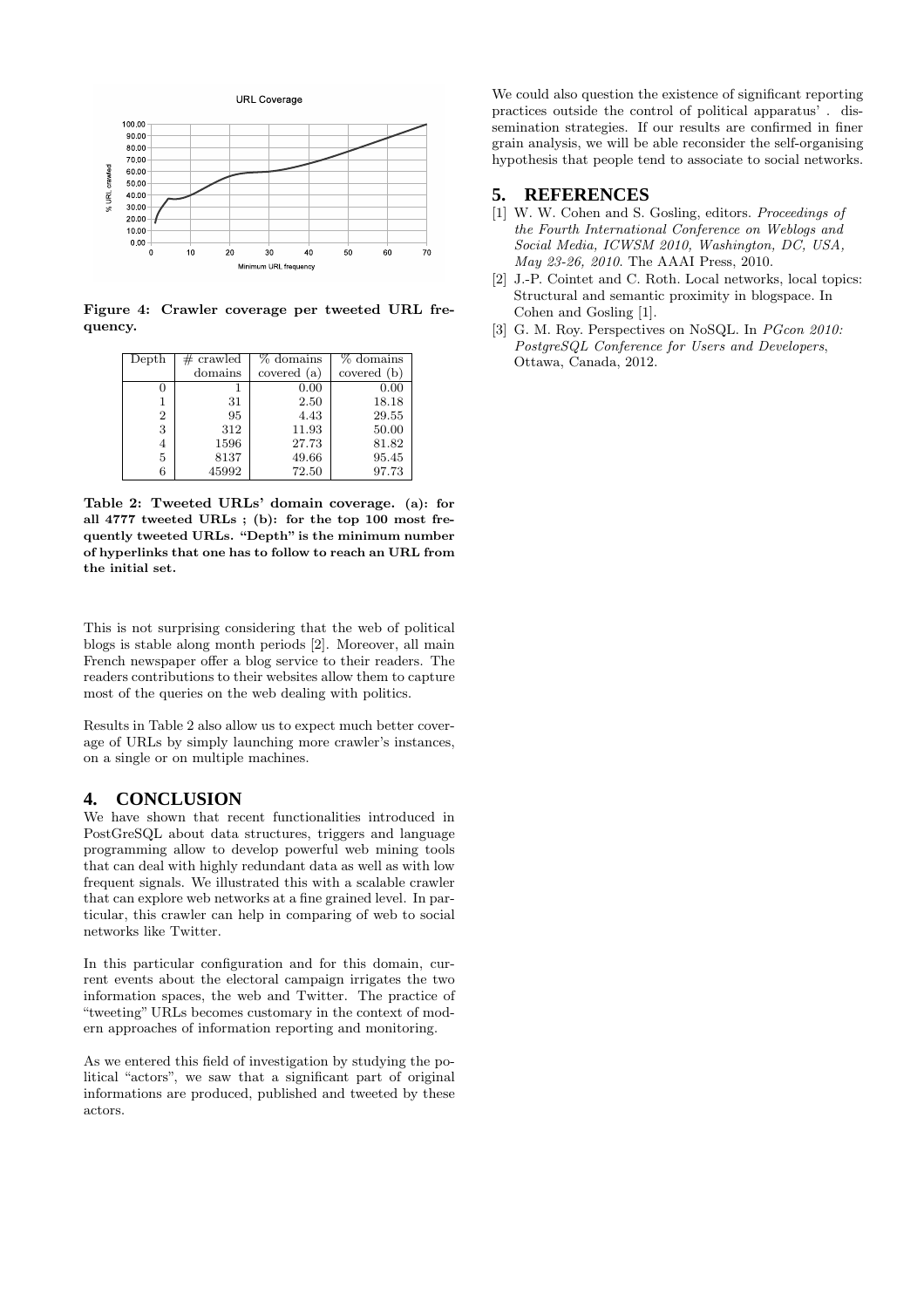URL Coverage

100.00
90.00
80.00
70.00
60.00
50.00
40.00
30.00
20.00
10.00
0.00

% URL crawled

0 10 20 30 40 50 60 70

Minimum URL frequency

**Figure 4: Crawler coverage per tweeted URL frequency.**

| Depth | # crawled domains | % domains covered (a) | % domains covered (b) |
|---|---|---|---|
| 0 | 1 | 0.00 | 0.00 |
| 1 | 31 | 2.50 | 18.18 |
| 2 | 95 | 4.43 | 29.55 |
| 3 | 312 | 11.93 | 50.00 |
| 4 | 1596 | 27.73 | 81.82 |
| 5 | 8137 | 49.66 | 95.45 |
| 6 | 45992 | 72.50 | 97.73 |

**Table 2: Tweeted URLs' domain coverage. (a): for all 4777 tweeted URLs ; (b): for the top 100 most frequently tweeted URLs. "Depth" is the minimum number of hyperlinks that one has to follow to reach an URL from the initial set.**

This is not surprising considering that the web of political blogs is stable along month periods [2]. Moreover, all main French newspaper offer a blog service to their readers. The readers contributions to their websites allow them to capture most of the queries on the web dealing with politics.

Results in Table 2 also allow us to expect much better coverage of URLs by simply launching more crawler's instances, on a single or on multiple machines.

## 4. CONCLUSION

We have shown that recent functionalities introduced in PostGreSQL about data structures, triggers and language programming allow to develop powerful web mining tools that can deal with highly redundant data as well as with low frequent signals. We illustrated this with a scalable crawler that can explore web networks at a fine grained level. In particular, this crawler can help in comparing of web to social networks like Twitter.

In this particular configuration and for this domain, current events about the electoral campaign irrigates the two information spaces, the web and Twitter. The practice of "tweeting" URLs becomes customary in the context of modern approaches of information reporting and monitoring.

As we entered this field of investigation by studying the political "actors", we saw that a significant part of original informations are produced, published and tweeted by these actors.

We could also question the existence of significant reporting practices outside the control of political apparatus' . dissemination strategies. If our results are confirmed in finer grain analysis, we will be able reconsider the self-organising hypothesis that people tend to associate to social networks.

## 5. REFERENCES

[1] W. W. Cohen and S. Gosling, editors. *Proceedings of the Fourth International Conference on Weblogs and Social Media, ICWSM 2010, Washington, DC, USA, May 23-26, 2010*. The AAAI Press, 2010.

[2] J.-P. Cointet and C. Roth. Local networks, local topics: Structural and semantic proximity in blogspace. In Cohen and Gosling [1].

[3] G. M. Roy. Perspectives on NoSQL. In *PGcon 2010: PostgreSQL Conference for Users and Developers*, Ottawa, Canada, 2012.